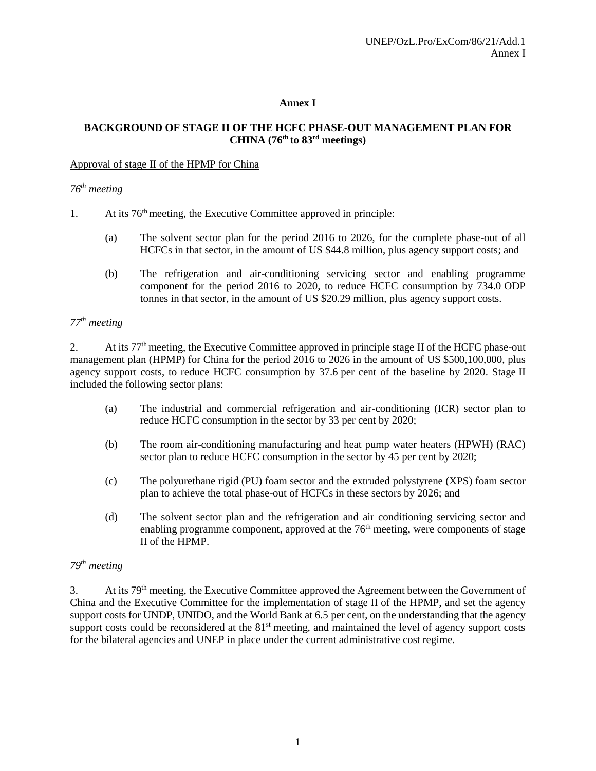# Annex I

## BACKGROUND OF STAGE II OF THE HCFC PHASE-OUT MANAGEMENT PLAN FOR CHINA (76th to 83rd meetings)

Approval of stage II of the HPMP for China

*76th meeting*

1. At its 76th meeting, the Executive Committee approved in principle:

   (a) The solvent sector plan for the period 2016 to 2026, for the complete phase-out of all HCFCs in that sector, in the amount of US $44.8 million, plus agency support costs; and

   (b) The refrigeration and air-conditioning servicing sector and enabling programme component for the period 2016 to 2020, to reduce HCFC consumption by 734.0 ODP tonnes in that sector, in the amount of US $20.29 million, plus agency support costs.

*77th meeting*

2. At its 77th meeting, the Executive Committee approved in principle stage II of the HCFC phase-out management plan (HPMP) for China for the period 2016 to 2026 in the amount of US $500,100,000, plus agency support costs, to reduce HCFC consumption by 37.6 per cent of the baseline by 2020. Stage II included the following sector plans:

   (a) The industrial and commercial refrigeration and air-conditioning (ICR) sector plan to reduce HCFC consumption in the sector by 33 per cent by 2020;

   (b) The room air-conditioning manufacturing and heat pump water heaters (HPWH) (RAC) sector plan to reduce HCFC consumption in the sector by 45 per cent by 2020;

   (c) The polyurethane rigid (PU) foam sector and the extruded polystyrene (XPS) foam sector plan to achieve the total phase-out of HCFCs in these sectors by 2026; and

   (d) The solvent sector plan and the refrigeration and air conditioning servicing sector and enabling programme component, approved at the 76th meeting, were components of stage II of the HPMP.

*79th meeting*

3. At its 79th meeting, the Executive Committee approved the Agreement between the Government of China and the Executive Committee for the implementation of stage II of the HPMP, and set the agency support costs for UNDP, UNIDO, and the World Bank at 6.5 per cent, on the understanding that the agency support costs could be reconsidered at the 81st meeting, and maintained the level of agency support costs for the bilateral agencies and UNEP in place under the current administrative cost regime.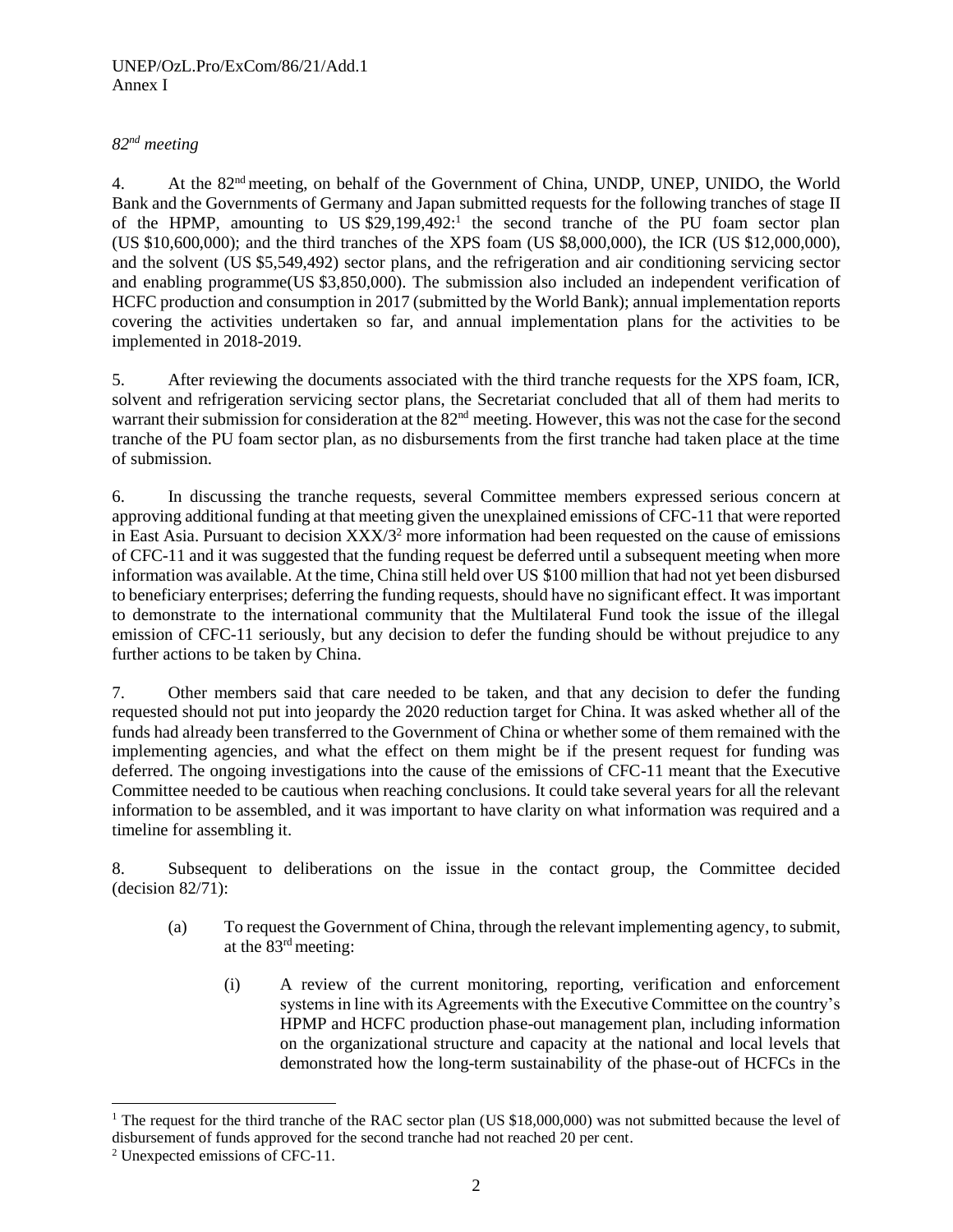*82nd meeting*

4. At the 82nd meeting, on behalf of the Government of China, UNDP, UNEP, UNIDO, the World Bank and the Governments of Germany and Japan submitted requests for the following tranches of stage II of the HPMP, amounting to US $29,199,492:[1] the second tranche of the PU foam sector plan (US $10,600,000); and the third tranches of the XPS foam (US $8,000,000), the ICR (US $12,000,000), and the solvent (US $5,549,492) sector plans, and the refrigeration and air conditioning servicing sector and enabling programme(US $3,850,000). The submission also included an independent verification of HCFC production and consumption in 2017 (submitted by the World Bank); annual implementation reports covering the activities undertaken so far, and annual implementation plans for the activities to be implemented in 2018-2019.

5. After reviewing the documents associated with the third tranche requests for the XPS foam, ICR, solvent and refrigeration servicing sector plans, the Secretariat concluded that all of them had merits to warrant their submission for consideration at the 82nd meeting. However, this was not the case for the second tranche of the PU foam sector plan, as no disbursements from the first tranche had taken place at the time of submission.

6. In discussing the tranche requests, several Committee members expressed serious concern at approving additional funding at that meeting given the unexplained emissions of CFC-11 that were reported in East Asia. Pursuant to decision XXX/3[2] more information had been requested on the cause of emissions of CFC-11 and it was suggested that the funding request be deferred until a subsequent meeting when more information was available. At the time, China still held over US $100 million that had not yet been disbursed to beneficiary enterprises; deferring the funding requests, should have no significant effect. It was important to demonstrate to the international community that the Multilateral Fund took the issue of the illegal emission of CFC-11 seriously, but any decision to defer the funding should be without prejudice to any further actions to be taken by China.

7. Other members said that care needed to be taken, and that any decision to defer the funding requested should not put into jeopardy the 2020 reduction target for China. It was asked whether all of the funds had already been transferred to the Government of China or whether some of them remained with the implementing agencies, and what the effect on them might be if the present request for funding was deferred. The ongoing investigations into the cause of the emissions of CFC-11 meant that the Executive Committee needed to be cautious when reaching conclusions. It could take several years for all the relevant information to be assembled, and it was important to have clarity on what information was required and a timeline for assembling it.

8. Subsequent to deliberations on the issue in the contact group, the Committee decided (decision 82/71):

(a) To request the Government of China, through the relevant implementing agency, to submit, at the 83rd meeting:

(i) A review of the current monitoring, reporting, verification and enforcement systems in line with its Agreements with the Executive Committee on the country's HPMP and HCFC production phase-out management plan, including information on the organizational structure and capacity at the national and local levels that demonstrated how the long-term sustainability of the phase-out of HCFCs in the

---

[1] The request for the third tranche of the RAC sector plan (US $18,000,000) was not submitted because the level of disbursement of funds approved for the second tranche had not reached 20 per cent.

[2] Unexpected emissions of CFC-11.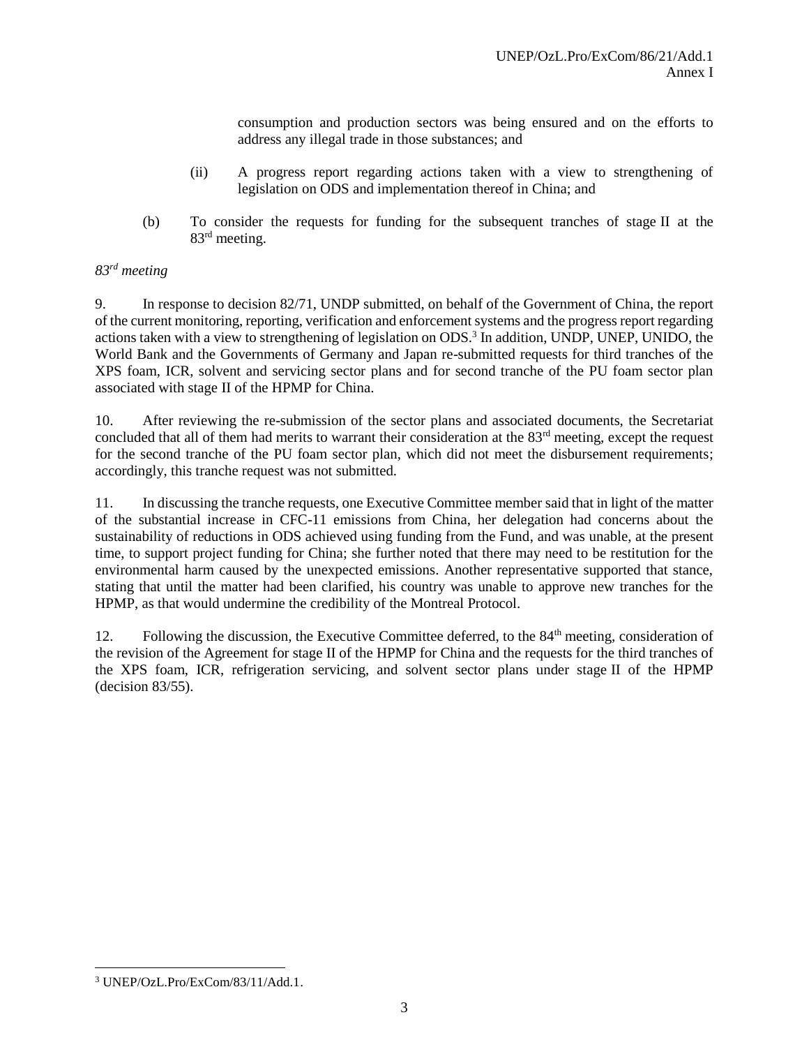consumption and production sectors was being ensured and on the efforts to address any illegal trade in those substances; and

(ii) A progress report regarding actions taken with a view to strengthening of legislation on ODS and implementation thereof in China; and

(b) To consider the requests for funding for the subsequent tranches of stage II at the 83rd meeting.

*83rd meeting*

9. In response to decision 82/71, UNDP submitted, on behalf of the Government of China, the report of the current monitoring, reporting, verification and enforcement systems and the progress report regarding actions taken with a view to strengthening of legislation on ODS.[3] In addition, UNDP, UNEP, UNIDO, the World Bank and the Governments of Germany and Japan re-submitted requests for third tranches of the XPS foam, ICR, solvent and servicing sector plans and for second tranche of the PU foam sector plan associated with stage II of the HPMP for China.

10. After reviewing the re-submission of the sector plans and associated documents, the Secretariat concluded that all of them had merits to warrant their consideration at the 83rd meeting, except the request for the second tranche of the PU foam sector plan, which did not meet the disbursement requirements; accordingly, this tranche request was not submitted.

11. In discussing the tranche requests, one Executive Committee member said that in light of the matter of the substantial increase in CFC-11 emissions from China, her delegation had concerns about the sustainability of reductions in ODS achieved using funding from the Fund, and was unable, at the present time, to support project funding for China; she further noted that there may need to be restitution for the environmental harm caused by the unexpected emissions. Another representative supported that stance, stating that until the matter had been clarified, his country was unable to approve new tranches for the HPMP, as that would undermine the credibility of the Montreal Protocol.

12. Following the discussion, the Executive Committee deferred, to the 84th meeting, consideration of the revision of the Agreement for stage II of the HPMP for China and the requests for the third tranches of the XPS foam, ICR, refrigeration servicing, and solvent sector plans under stage II of the HPMP (decision 83/55).

[3] UNEP/OzL.Pro/ExCom/83/11/Add.1.